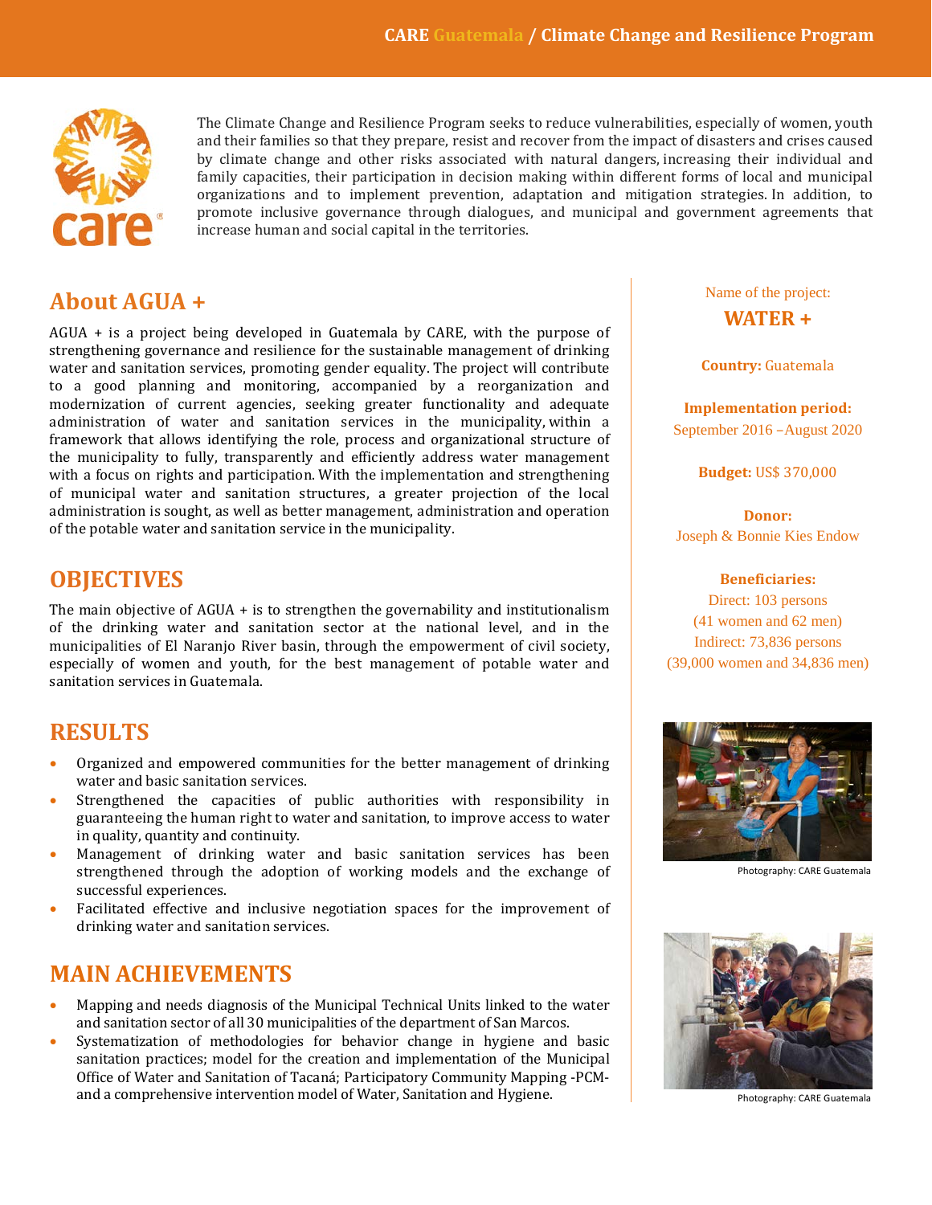**CARE Guatemala / Climate Change and Resilience Program**

The Climate Change and Resilience Program seeks to reduce vulnerabilities, especially of women, youth and their families so that they prepare, resist and recover from the impact of disasters and crises caused by climate change and other risks associated with natural dangers, increasing their individual and family capacities, their participation in decision making within different forms of local and municipal organizations and to implement prevention, adaptation and mitigation strategies. In addition, to promote inclusive governance through dialogues, and municipal and government agreements that increase human and social capital in the territories.

## About AGUA +

AGUA + is a project being developed in Guatemala by CARE, with the purpose of strengthening governance and resilience for the sustainable management of drinking water and sanitation services, promoting gender equality. The project will contribute to a good planning and monitoring, accompanied by a reorganization and modernization of current agencies, seeking greater functionality and adequate administration of water and sanitation services in the municipality, within a framework that allows identifying the role, process and organizational structure of the municipality to fully, transparently and efficiently address water management with a focus on rights and participation. With the implementation and strengthening of municipal water and sanitation structures, a greater projection of the local administration is sought, as well as better management, administration and operation of the potable water and sanitation service in the municipality.

## OBJECTIVES

The main objective of AGUA + is to strengthen the governability and institutionalism of the drinking water and sanitation sector at the national level, and in the municipalities of El Naranjo River basin, through the empowerment of civil society, especially of women and youth, for the best management of potable water and sanitation services in Guatemala.

## RESULTS

- Organized and empowered communities for the better management of drinking water and basic sanitation services.
- Strengthened the capacities of public authorities with responsibility in guaranteeing the human right to water and sanitation, to improve access to water in quality, quantity and continuity.
- Management of drinking water and basic sanitation services has been strengthened through the adoption of working models and the exchange of successful experiences.
- Facilitated effective and inclusive negotiation spaces for the improvement of drinking water and sanitation services.

## MAIN ACHIEVEMENTS

- Mapping and needs diagnosis of the Municipal Technical Units linked to the water and sanitation sector of all 30 municipalities of the department of San Marcos.
- Systematization of methodologies for behavior change in hygiene and basic sanitation practices; model for the creation and implementation of the Municipal Office of Water and Sanitation of Tacaná; Participatory Community Mapping -PCM- and a comprehensive intervention model of Water, Sanitation and Hygiene.

Name of the project:

**WATER +**

**Country:** Guatemala

**Implementation period:**
September 2016 –August 2020

**Budget:** US$ 370,000

**Donor:**
Joseph & Bonnie Kies Endow

**Beneficiaries:**
Direct: 103 persons
(41 women and 62 men)
Indirect: 73,836 persons
(39,000 women and 34,836 men)

Photography: CARE Guatemala

Photography: CARE Guatemala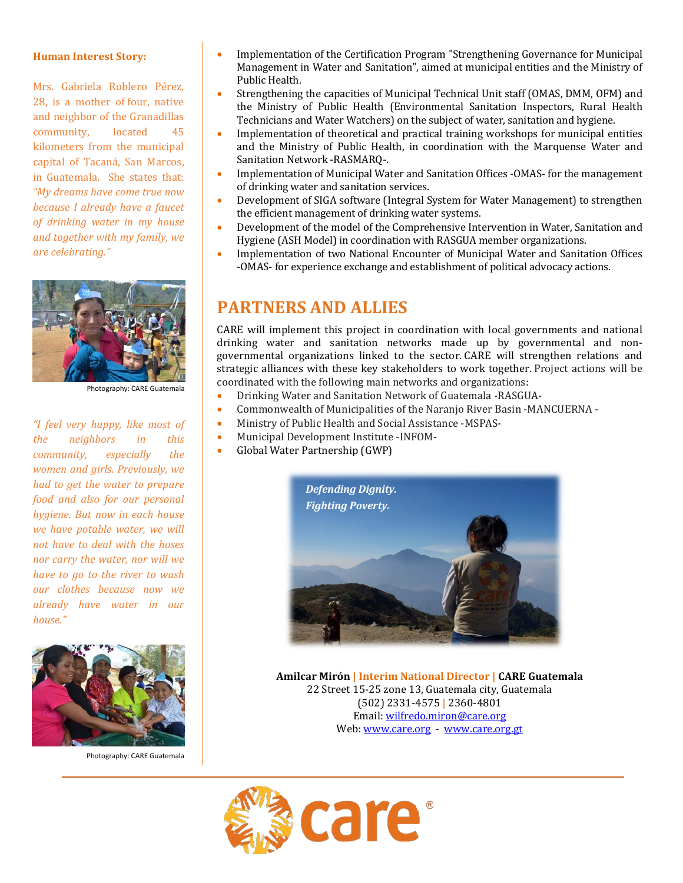**Human Interest Story:**

Mrs. Gabriela Roblero Pérez, 28, is a mother of four, native and neighbor of the Granadillas community, located 45 kilometers from the municipal capital of Tacaná, San Marcos, in Guatemala. She states that: *"My dreams have come true now because I already have a faucet of drinking water in my house and together with my family, we are celebrating."*

Photography: CARE Guatemala

*"I feel very happy, like most of the neighbors in this community, especially the women and girls. Previously, we had to get the water to prepare food and also for our personal hygiene. But now in each house we have potable water, we will not have to deal with the hoses nor carry the water, nor will we have to go to the river to wash our clothes because now we already have water in our house."*

Photography: CARE Guatemala

- Implementation of the Certification Program "Strengthening Governance for Municipal Management in Water and Sanitation", aimed at municipal entities and the Ministry of Public Health.
- Strengthening the capacities of Municipal Technical Unit staff (OMAS, DMM, OFM) and the Ministry of Public Health (Environmental Sanitation Inspectors, Rural Health Technicians and Water Watchers) on the subject of water, sanitation and hygiene.
- Implementation of theoretical and practical training workshops for municipal entities and the Ministry of Public Health, in coordination with the Marquense Water and Sanitation Network -RASMARQ-.
- Implementation of Municipal Water and Sanitation Offices -OMAS- for the management of drinking water and sanitation services.
- Development of SIGA software (Integral System for Water Management) to strengthen the efficient management of drinking water systems.
- Development of the model of the Comprehensive Intervention in Water, Sanitation and Hygiene (ASH Model) in coordination with RASGUA member organizations.
- Implementation of two National Encounter of Municipal Water and Sanitation Offices -OMAS- for experience exchange and establishment of political advocacy actions.

## PARTNERS AND ALLIES

CARE will implement this project in coordination with local governments and national drinking water and sanitation networks made up by governmental and non-governmental organizations linked to the sector. CARE will strengthen relations and strategic alliances with these key stakeholders to work together. Project actions will be coordinated with the following main networks and organizations:

- Drinking Water and Sanitation Network of Guatemala -RASGUA-
- Commonwealth of Municipalities of the Naranjo River Basin -MANCUERNA -
- Ministry of Public Health and Social Assistance -MSPAS-
- Municipal Development Institute -INFOM-
- Global Water Partnership (GWP)

*Defending Dignity.*
*Fighting Poverty.*

**Amilcar Mirón | Interim National Director | CARE Guatemala**
22 Street 15-25 zone 13, Guatemala city, Guatemala
(502) 2331-4575 | 2360-4801
Email: wilfredo.miron@care.org
Web: www.care.org - www.care.org.gt

care®